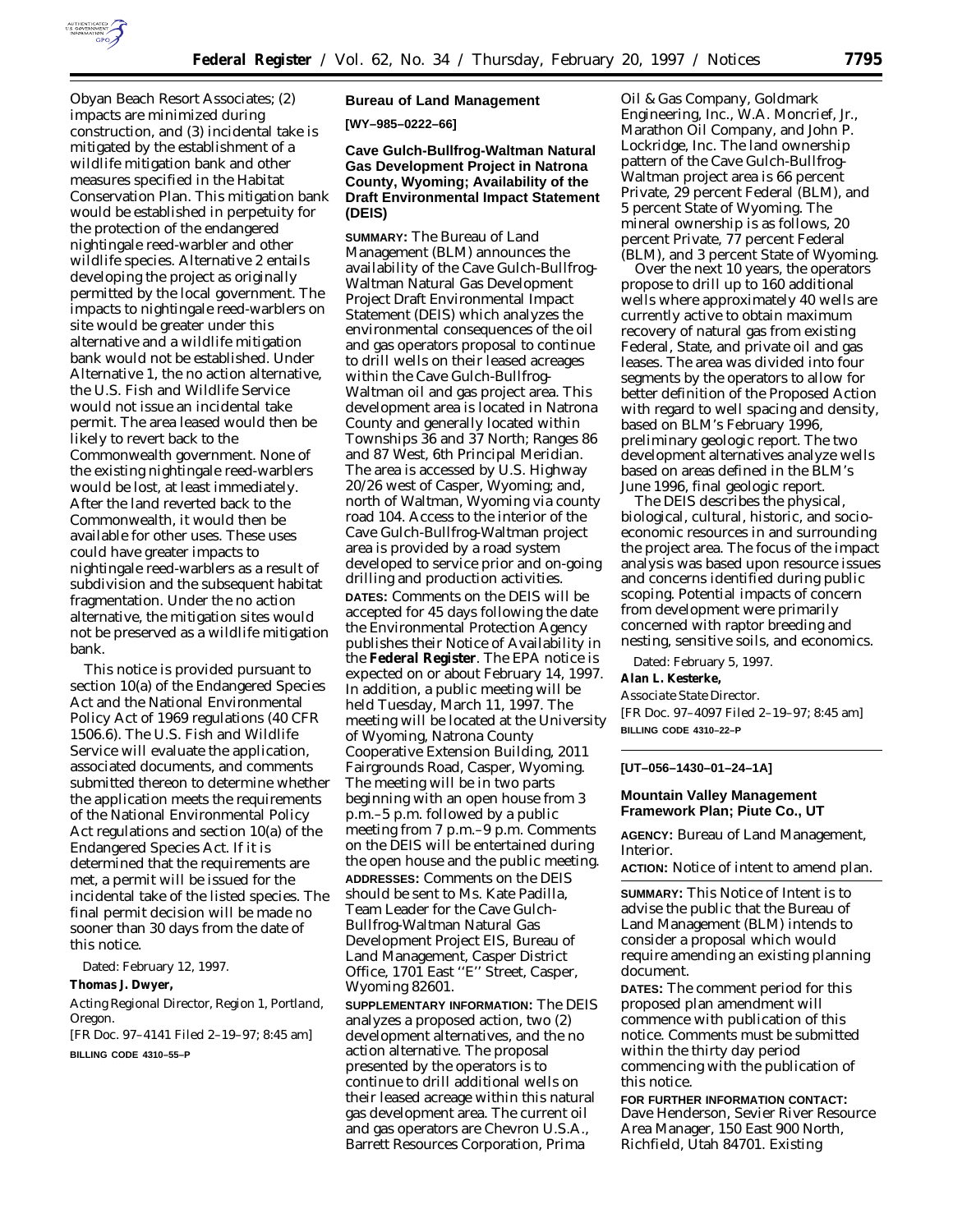Obyan Beach Resort Associates; (2) impacts are minimized during construction, and (3) incidental take is mitigated by the establishment of a wildlife mitigation bank and other measures specified in the Habitat Conservation Plan. This mitigation bank would be established in perpetuity for the protection of the endangered nightingale reed-warbler and other wildlife species. Alternative 2 entails developing the project as originally permitted by the local government. The impacts to nightingale reed-warblers on site would be greater under this alternative and a wildlife mitigation bank would not be established. Under Alternative 1, the no action alternative, the U.S. Fish and Wildlife Service would not issue an incidental take permit. The area leased would then be likely to revert back to the Commonwealth government. None of the existing nightingale reed-warblers would be lost, at least immediately. After the land reverted back to the Commonwealth, it would then be available for other uses. These uses could have greater impacts to nightingale reed-warblers as a result of subdivision and the subsequent habitat fragmentation. Under the no action alternative, the mitigation sites would not be preserved as a wildlife mitigation bank.

This notice is provided pursuant to section 10(a) of the Endangered Species Act and the National Environmental Policy Act of 1969 regulations (40 CFR 1506.6). The U.S. Fish and Wildlife Service will evaluate the application, associated documents, and comments submitted thereon to determine whether the application meets the requirements of the National Environmental Policy Act regulations and section 10(a) of the Endangered Species Act. If it is determined that the requirements are met, a permit will be issued for the incidental take of the listed species. The final permit decision will be made no sooner than 30 days from the date of this notice.

Dated: February 12, 1997.

**Thomas J. Dwyer,**

*Acting Regional Director, Region 1, Portland, Oregon.*

[FR Doc. 97–4141 Filed 2–19–97; 8:45 am]

**BILLING CODE 4310–55–P**

## Bureau of Land Management

**[WY–985–0222–66]**

### Cave Gulch-Bullfrog-Waltman Natural Gas Development Project in Natrona County, Wyoming; Availability of the Draft Environmental Impact Statement (DEIS)

**SUMMARY:** The Bureau of Land Management (BLM) announces the availability of the Cave Gulch-Bullfrog-Waltman Natural Gas Development Project Draft Environmental Impact Statement (DEIS) which analyzes the environmental consequences of the oil and gas operators proposal to continue to drill wells on their leased acreages within the Cave Gulch-Bullfrog-Waltman oil and gas project area. This development area is located in Natrona County and generally located within Townships 36 and 37 North; Ranges 86 and 87 West, 6th Principal Meridian. The area is accessed by U.S. Highway 20/26 west of Casper, Wyoming; and, north of Waltman, Wyoming via county road 104. Access to the interior of the Cave Gulch-Bullfrog-Waltman project area is provided by a road system developed to service prior and on-going drilling and production activities.

**DATES:** Comments on the DEIS will be accepted for 45 days following the date the Environmental Protection Agency publishes their Notice of Availability in the **Federal Register**. The EPA notice is expected on or about February 14, 1997. In addition, a public meeting will be held Tuesday, March 11, 1997. The meeting will be located at the University of Wyoming, Natrona County Cooperative Extension Building, 2011 Fairgrounds Road, Casper, Wyoming. The meeting will be in two parts beginning with an open house from 3 p.m.–5 p.m. followed by a public meeting from 7 p.m.–9 p.m. Comments on the DEIS will be entertained during the open house and the public meeting.

**ADDRESSES:** Comments on the DEIS should be sent to Ms. Kate Padilla, Team Leader for the Cave Gulch-Bullfrog-Waltman Natural Gas Development Project EIS, Bureau of Land Management, Casper District Office, 1701 East "E" Street, Casper, Wyoming 82601.

**SUPPLEMENTARY INFORMATION:** The DEIS analyzes a proposed action, two (2) development alternatives, and the no action alternative. The proposal presented by the operators is to continue to drill additional wells on their leased acreage within this natural gas development area. The current oil and gas operators are Chevron U.S.A., Barrett Resources Corporation, Prima Oil & Gas Company, Goldmark Engineering, Inc., W.A. Moncrief, Jr., Marathon Oil Company, and John P. Lockridge, Inc. The land ownership pattern of the Cave Gulch-Bullfrog-Waltman project area is 66 percent Private, 29 percent Federal (BLM), and 5 percent State of Wyoming. The mineral ownership is as follows, 20 percent Private, 77 percent Federal (BLM), and 3 percent State of Wyoming.

Over the next 10 years, the operators propose to drill up to 160 additional wells where approximately 40 wells are currently active to obtain maximum recovery of natural gas from existing Federal, State, and private oil and gas leases. The area was divided into four segments by the operators to allow for better definition of the Proposed Action with regard to well spacing and density, based on BLM's February 1996, preliminary geologic report. The two development alternatives analyze wells based on areas defined in the BLM's June 1996, final geologic report.

The DEIS describes the physical, biological, cultural, historic, and socio-economic resources in and surrounding the project area. The focus of the impact analysis was based upon resource issues and concerns identified during public scoping. Potential impacts of concern from development were primarily concerned with raptor breeding and nesting, sensitive soils, and economics.

Dated: February 5, 1997.

**Alan L. Kesterke,**

*Associate State Director.*

[FR Doc. 97–4097 Filed 2–19–97; 8:45 am]

**BILLING CODE 4310–22–P**

**[UT–056–1430–01–24–1A]**

### Mountain Valley Management Framework Plan; Piute Co., UT

**AGENCY:** Bureau of Land Management, Interior.

**ACTION:** Notice of intent to amend plan.

**SUMMARY:** This Notice of Intent is to advise the public that the Bureau of Land Management (BLM) intends to consider a proposal which would require amending an existing planning document.

**DATES:** The comment period for this proposed plan amendment will commence with publication of this notice. Comments must be submitted within the thirty day period commencing with the publication of this notice.

**FOR FURTHER INFORMATION CONTACT:** Dave Henderson, Sevier River Resource Area Manager, 150 East 900 North, Richfield, Utah 84701. Existing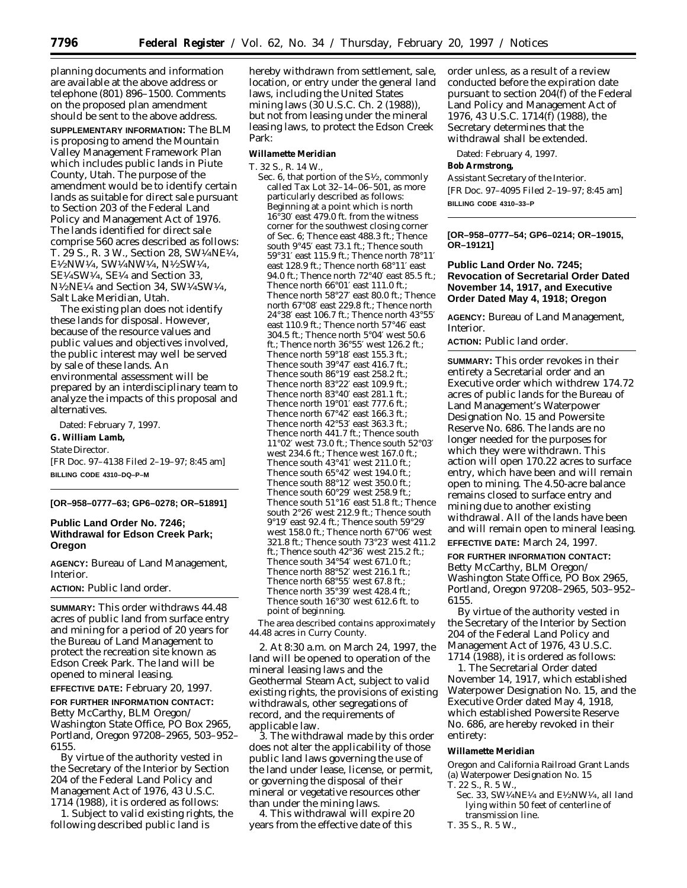planning documents and information are available at the above address or telephone (801) 896–1500. Comments on the proposed plan amendment should be sent to the above address.

**SUPPLEMENTARY INFORMATION:** The BLM is proposing to amend the Mountain Valley Management Framework Plan which includes public lands in Piute County, Utah. The purpose of the amendment would be to identify certain lands as suitable for direct sale pursuant to Section 203 of the Federal Land Policy and Management Act of 1976. The lands identified for direct sale comprise 560 acres described as follows: T. 29 S., R. 3 W., Section 28, SW¼NE¼, E½NW¼, SW¼NW¼, N½SW¼, SE¼SW¼, SE¼ and Section 33, N½NE¼ and Section 34, SW¼SW¼, Salt Lake Meridian, Utah.

The existing plan does not identify these lands for disposal. However, because of the resource values and public values and objectives involved, the public interest may well be served by sale of these lands. An environmental assessment will be prepared by an interdisciplinary team to analyze the impacts of this proposal and alternatives.

Dated: February 7, 1997.

**G. William Lamb,**

*State Director.*

[FR Doc. 97–4138 Filed 2–19–97; 8:45 am]

**BILLING CODE 4310–DQ–P–M**

---

**[OR–958–0777–63; GP6–0278; OR–51891]**

## Public Land Order No. 7246; Withdrawal for Edson Creek Park; Oregon

**AGENCY:** Bureau of Land Management, Interior.

**ACTION:** Public land order.

**SUMMARY:** This order withdraws 44.48 acres of public land from surface entry and mining for a period of 20 years for the Bureau of Land Management to protect the recreation site known as Edson Creek Park. The land will be opened to mineral leasing.

**EFFECTIVE DATE:** February 20, 1997.

**FOR FURTHER INFORMATION CONTACT:** Betty McCarthy, BLM Oregon/Washington State Office, PO Box 2965, Portland, Oregon 97208–2965, 503–952–6155.

By virtue of the authority vested in the Secretary of the Interior by Section 204 of the Federal Land Policy and Management Act of 1976, 43 U.S.C. 1714 (1988), it is ordered as follows:

1. Subject to valid existing rights, the following described public land is hereby withdrawn from settlement, sale, location, or entry under the general land laws, including the United States mining laws (30 U.S.C. Ch. 2 (1988)), but not from leasing under the mineral leasing laws, to protect the Edson Creek Park:

**Willamette Meridian**

T. 32 S., R. 14 W.,

Sec. 6, that portion of the S½, commonly called Tax Lot 32–14–06–501, as more particularly described as follows: Beginning at a point which is north 16°30′ east 479.0 ft. from the witness corner for the southwest closing corner of Sec. 6; Thence east 488.3 ft.; Thence south 9°45′ east 73.1 ft.; Thence south 59°31′ east 115.9 ft.; Thence north 78°11′ east 128.9 ft.; Thence north 68°11′ east 94.0 ft.; Thence north 72°40′ east 85.5 ft.; Thence north 66°01′ east 111.0 ft.; Thence north 58°27′ east 80.0 ft.; Thence north 67°08′ east 229.8 ft.; Thence north 24°38′ east 106.7 ft.; Thence north 43°55′ east 110.9 ft.; Thence north 57°46′ east 304.5 ft.; Thence north 5°04′ west 50.6 ft.; Thence north 36°55′ west 126.2 ft.; Thence north 59°18′ east 155.3 ft.; Thence south 39°47′ east 416.7 ft.; Thence south 86°19′ east 258.2 ft.; Thence north 83°22′ east 109.9 ft.; Thence north 83°40′ east 281.1 ft.; Thence north 19°01′ east 777.6 ft.; Thence north 67°42′ east 166.3 ft.; Thence north 42°53′ east 363.3 ft.; Thence north 441.7 ft.; Thence south 11°02′ west 73.0 ft.; Thence south 52°03′ west 234.6 ft.; Thence west 167.0 ft.; Thence south 43°41′ west 211.0 ft.; Thence south 65°42′ west 194.0 ft.; Thence south 88°12′ west 350.0 ft.; Thence south 60°29′ west 258.9 ft.; Thence south 51°16′ east 51.8 ft.; Thence south 2°26′ west 212.9 ft.; Thence south 9°19′ east 92.4 ft.; Thence south 59°29′ west 158.0 ft.; Thence north 67°06′ west 321.8 ft.; Thence south 73°23′ west 411.2 ft.; Thence south 42°36′ west 215.2 ft.; Thence south 34°54′ west 671.0 ft.; Thence north 88°52′ west 216.1 ft.; Thence north 68°55′ west 67.8 ft.; Thence north 35°39′ west 428.4 ft.; Thence south 16°30′ west 612.6 ft. to point of beginning.

The area described contains approximately 44.48 acres in Curry County.

2. At 8:30 a.m. on March 24, 1997, the land will be opened to operation of the mineral leasing laws and the Geothermal Steam Act, subject to valid existing rights, the provisions of existing withdrawals, other segregations of record, and the requirements of applicable law.

3. The withdrawal made by this order does not alter the applicability of those public land laws governing the use of the land under lease, license, or permit, or governing the disposal of their mineral or vegetative resources other than under the mining laws.

4. This withdrawal will expire 20 years from the effective date of this order unless, as a result of a review conducted before the expiration date pursuant to section 204(f) of the Federal Land Policy and Management Act of 1976, 43 U.S.C. 1714(f) (1988), the Secretary determines that the withdrawal shall be extended.

Dated: February 4, 1997.

**Bob Armstrong,**

*Assistant Secretary of the Interior.*

[FR Doc. 97–4095 Filed 2–19–97; 8:45 am]

**BILLING CODE 4310–33–P**

---

**[OR–958–0777–54; GP6–0214; OR–19015, OR–19121]**

## Public Land Order No. 7245; Revocation of Secretarial Order Dated November 14, 1917, and Executive Order Dated May 4, 1918; Oregon

**AGENCY:** Bureau of Land Management, Interior.

**ACTION:** Public land order.

**SUMMARY:** This order revokes in their entirety a Secretarial order and an Executive order which withdrew 174.72 acres of public lands for the Bureau of Land Management's Waterpower Designation No. 15 and Powersite Reserve No. 686. The lands are no longer needed for the purposes for which they were withdrawn. This action will open 170.22 acres to surface entry, which have been and will remain open to mining. The 4.50-acre balance remains closed to surface entry and mining due to another existing withdrawal. All of the lands have been and will remain open to mineral leasing.

**EFFECTIVE DATE:** March 24, 1997.

**FOR FURTHER INFORMATION CONTACT:** Betty McCarthy, BLM Oregon/Washington State Office, PO Box 2965, Portland, Oregon 97208–2965, 503–952–6155.

By virtue of the authority vested in the Secretary of the Interior by Section 204 of the Federal Land Policy and Management Act of 1976, 43 U.S.C. 1714 (1988), it is ordered as follows:

1. The Secretarial Order dated November 14, 1917, which established Waterpower Designation No. 15, and the Executive Order dated May 4, 1918, which established Powersite Reserve No. 686, are hereby revoked in their entirety:

**Willamette Meridian**

Oregon and California Railroad Grant Lands

(a) Waterpower Designation No. 15

T. 22 S., R. 5 W.,

Sec. 33, SW¼NE¼ and E½NW¼, all land lying within 50 feet of centerline of transmission line.

T. 35 S., R. 5 W.,